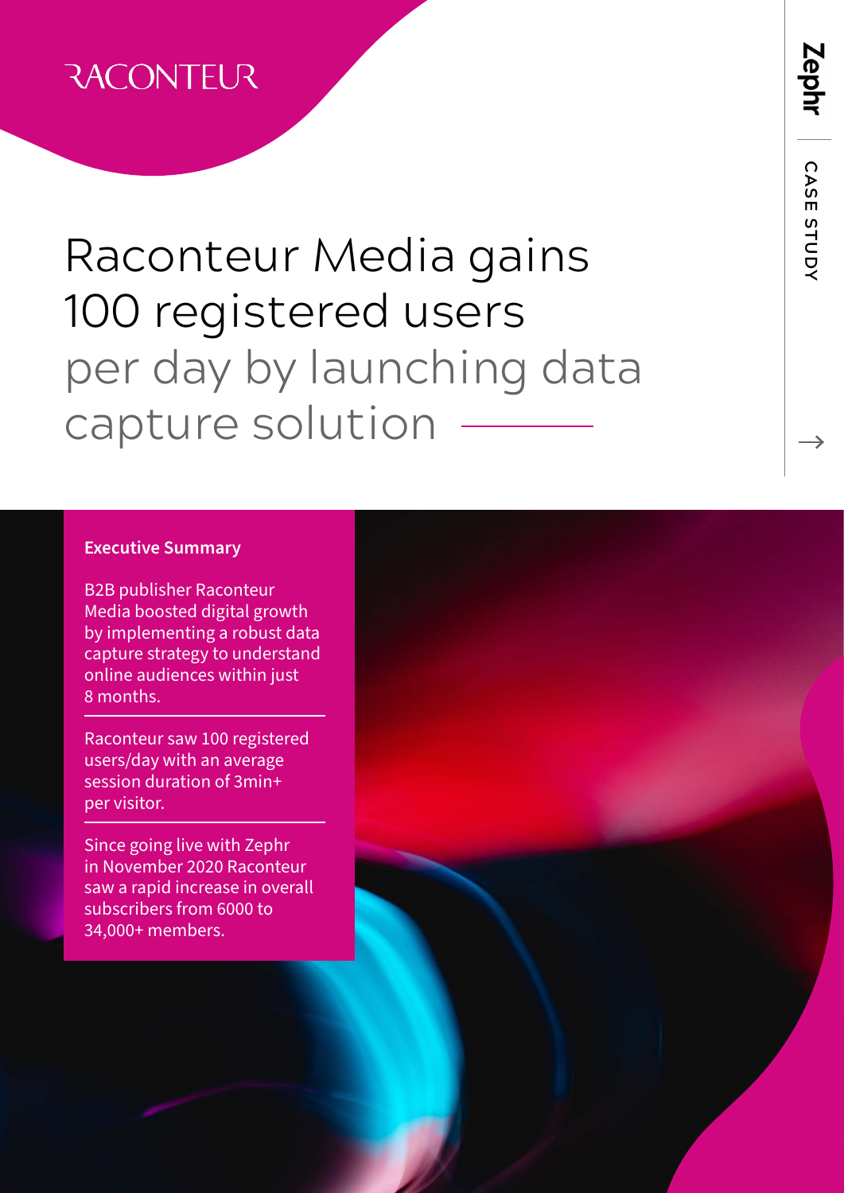RACONTEUR

# Raconteur Media gains 100 registered users per day by launching data capture solution

Zephr | CASE STUDY

**Executive Summary**

B2B publisher Raconteur Media boosted digital growth by implementing a robust data capture strategy to understand online audiences within just 8 months.

Raconteur saw 100 registered users/day with an average session duration of 3min+ per visitor.

Since going live with Zephr in November 2020 Raconteur saw a rapid increase in overall subscribers from 6000 to 34,000+ members.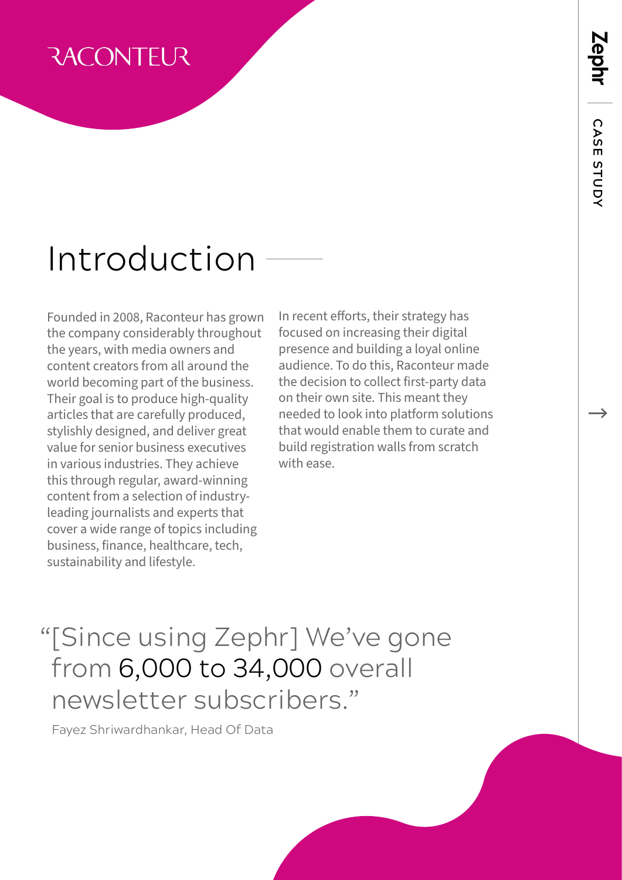# Introduction

Founded in 2008, Raconteur has grown the company considerably throughout the years, with media owners and content creators from all around the world becoming part of the business. Their goal is to produce high-quality articles that are carefully produced, stylishly designed, and deliver great value for senior business executives in various industries. They achieve this through regular, award-winning content from a selection of industry-leading journalists and experts that cover a wide range of topics including business, finance, healthcare, tech, sustainability and lifestyle.

In recent efforts, their strategy has focused on increasing their digital presence and building a loyal online audience. To do this, Raconteur made the decision to collect first-party data on their own site. This meant they needed to look into platform solutions that would enable them to curate and build registration walls from scratch with ease.

> "[Since using Zephr] We've gone from 6,000 to 34,000 overall newsletter subscribers."
>
> Fayez Shriwardhankar, Head Of Data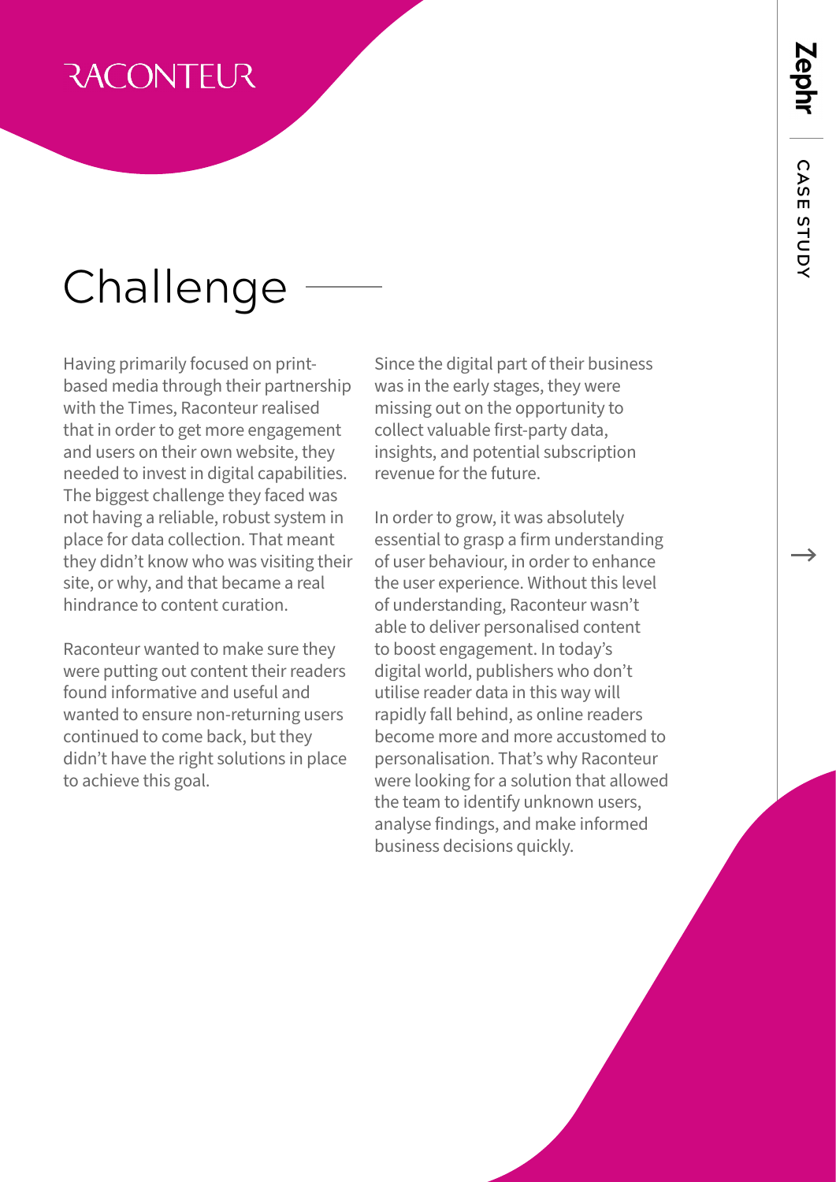# Challenge

Having primarily focused on print-based media through their partnership with the Times, Raconteur realised that in order to get more engagement and users on their own website, they needed to invest in digital capabilities. The biggest challenge they faced was not having a reliable, robust system in place for data collection. That meant they didn't know who was visiting their site, or why, and that became a real hindrance to content curation.

Raconteur wanted to make sure they were putting out content their readers found informative and useful and wanted to ensure non-returning users continued to come back, but they didn't have the right solutions in place to achieve this goal.

Since the digital part of their business was in the early stages, they were missing out on the opportunity to collect valuable first-party data, insights, and potential subscription revenue for the future.

In order to grow, it was absolutely essential to grasp a firm understanding of user behaviour, in order to enhance the user experience. Without this level of understanding, Raconteur wasn't able to deliver personalised content to boost engagement. In today's digital world, publishers who don't utilise reader data in this way will rapidly fall behind, as online readers become more and more accustomed to personalisation. That's why Raconteur were looking for a solution that allowed the team to identify unknown users, analyse findings, and make informed business decisions quickly.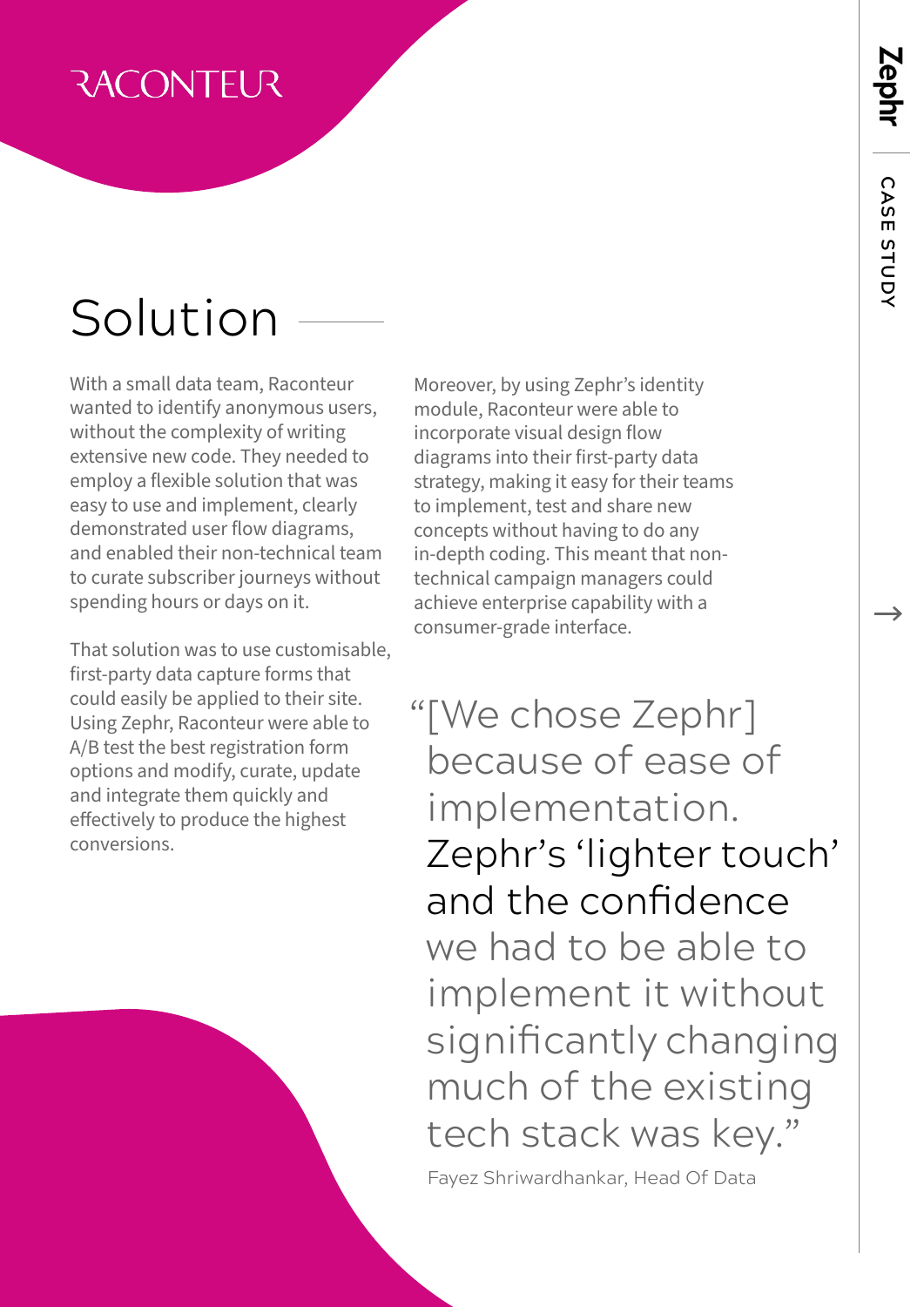# Solution

With a small data team, Raconteur wanted to identify anonymous users, without the complexity of writing extensive new code. They needed to employ a flexible solution that was easy to use and implement, clearly demonstrated user flow diagrams, and enabled their non-technical team to curate subscriber journeys without spending hours or days on it.

That solution was to use customisable, first-party data capture forms that could easily be applied to their site. Using Zephr, Raconteur were able to A/B test the best registration form options and modify, curate, update and integrate them quickly and effectively to produce the highest conversions.

Moreover, by using Zephr's identity module, Raconteur were able to incorporate visual design flow diagrams into their first-party data strategy, making it easy for their teams to implement, test and share new concepts without having to do any in-depth coding. This meant that non-technical campaign managers could achieve enterprise capability with a consumer-grade interface.

> "[We chose Zephr] because of ease of implementation. Zephr's 'lighter touch' and the confidence we had to be able to implement it without significantly changing much of the existing tech stack was key."
>
> Fayez Shriwardhankar, Head Of Data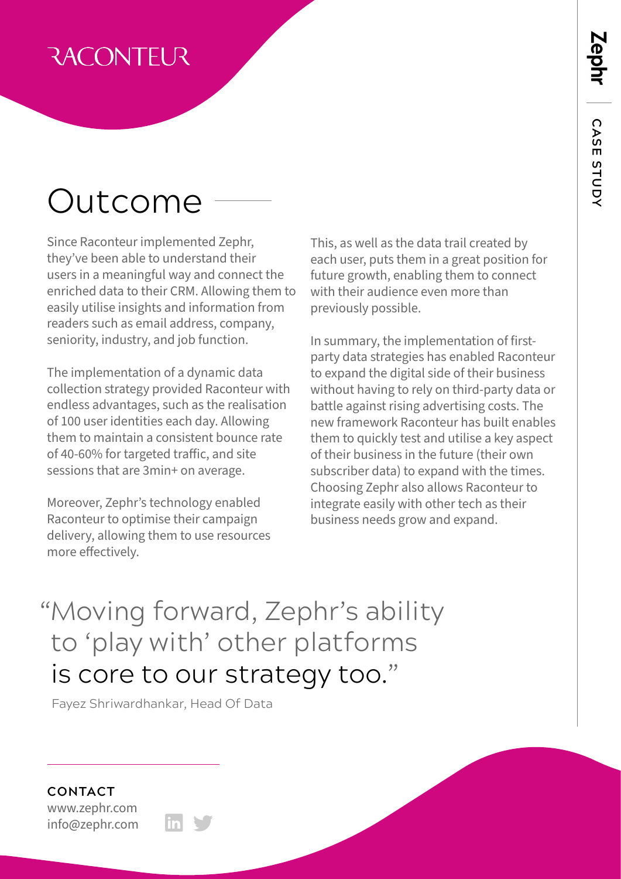RACONTEUR

# Outcome

Since Raconteur implemented Zephr, they've been able to understand their users in a meaningful way and connect the enriched data to their CRM. Allowing them to easily utilise insights and information from readers such as email address, company, seniority, industry, and job function.

The implementation of a dynamic data collection strategy provided Raconteur with endless advantages, such as the realisation of 100 user identities each day. Allowing them to maintain a consistent bounce rate of 40-60% for targeted traffic, and site sessions that are 3min+ on average.

Moreover, Zephr's technology enabled Raconteur to optimise their campaign delivery, allowing them to use resources more effectively.

This, as well as the data trail created by each user, puts them in a great position for future growth, enabling them to connect with their audience even more than previously possible.

In summary, the implementation of first-party data strategies has enabled Raconteur to expand the digital side of their business without having to rely on third-party data or battle against rising advertising costs. The new framework Raconteur has built enables them to quickly test and utilise a key aspect of their business in the future (their own subscriber data) to expand with the times. Choosing Zephr also allows Raconteur to integrate easily with other tech as their business needs grow and expand.

> "Moving forward, Zephr's ability to 'play with' other platforms is core to our strategy too."
>
> Fayez Shriwardhankar, Head Of Data

**CONTACT**
www.zephr.com
info@zephr.com